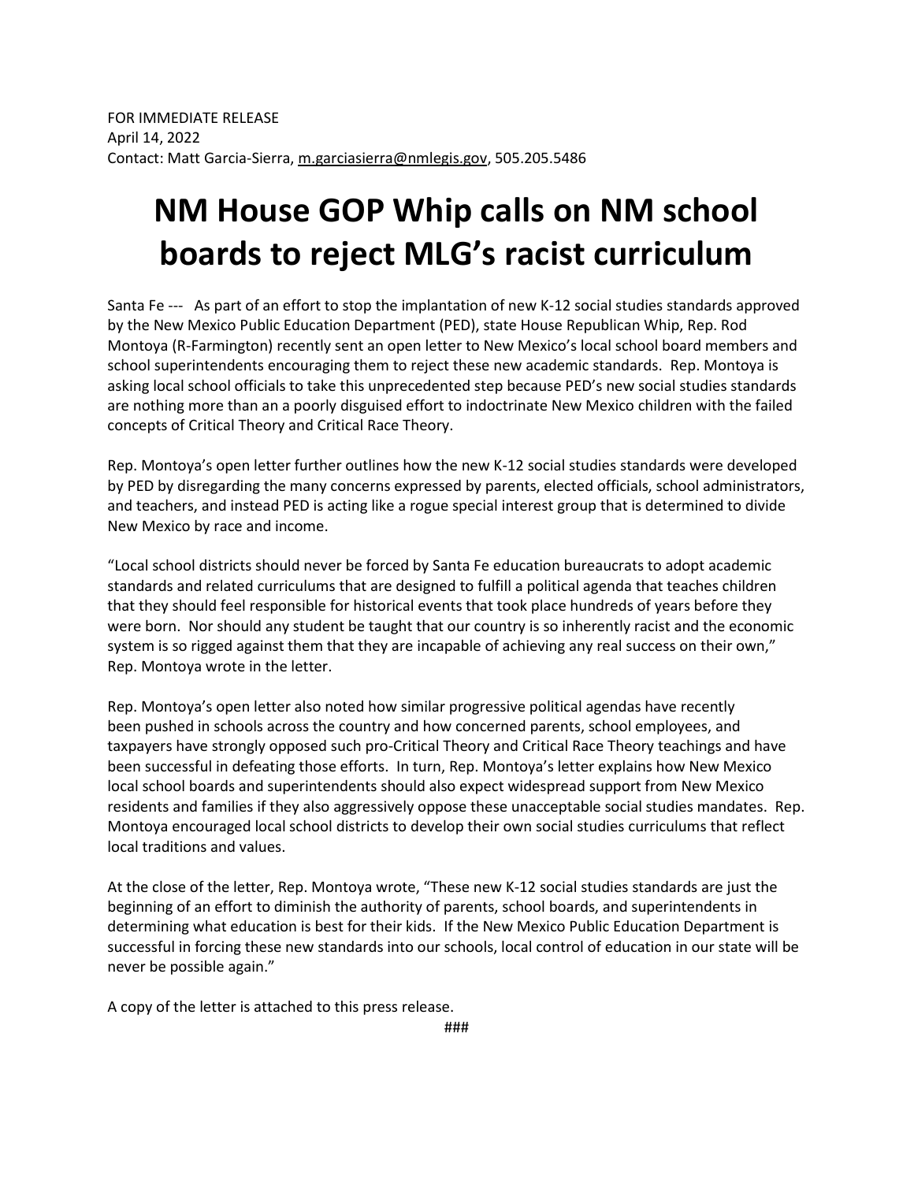FOR IMMEDIATE RELEASE
April 14, 2022
Contact: Matt Garcia-Sierra, m.garciasierra@nmlegis.gov, 505.205.5486

# NM House GOP Whip calls on NM school boards to reject MLG's racist curriculum

Santa Fe --- As part of an effort to stop the implantation of new K-12 social studies standards approved by the New Mexico Public Education Department (PED), state House Republican Whip, Rep. Rod Montoya (R-Farmington) recently sent an open letter to New Mexico's local school board members and school superintendents encouraging them to reject these new academic standards. Rep. Montoya is asking local school officials to take this unprecedented step because PED's new social studies standards are nothing more than an a poorly disguised effort to indoctrinate New Mexico children with the failed concepts of Critical Theory and Critical Race Theory.

Rep. Montoya's open letter further outlines how the new K-12 social studies standards were developed by PED by disregarding the many concerns expressed by parents, elected officials, school administrators, and teachers, and instead PED is acting like a rogue special interest group that is determined to divide New Mexico by race and income.

"Local school districts should never be forced by Santa Fe education bureaucrats to adopt academic standards and related curriculums that are designed to fulfill a political agenda that teaches children that they should feel responsible for historical events that took place hundreds of years before they were born. Nor should any student be taught that our country is so inherently racist and the economic system is so rigged against them that they are incapable of achieving any real success on their own," Rep. Montoya wrote in the letter.

Rep. Montoya's open letter also noted how similar progressive political agendas have recently been pushed in schools across the country and how concerned parents, school employees, and taxpayers have strongly opposed such pro-Critical Theory and Critical Race Theory teachings and have been successful in defeating those efforts. In turn, Rep. Montoya's letter explains how New Mexico local school boards and superintendents should also expect widespread support from New Mexico residents and families if they also aggressively oppose these unacceptable social studies mandates. Rep. Montoya encouraged local school districts to develop their own social studies curriculums that reflect local traditions and values.

At the close of the letter, Rep. Montoya wrote, "These new K-12 social studies standards are just the beginning of an effort to diminish the authority of parents, school boards, and superintendents in determining what education is best for their kids. If the New Mexico Public Education Department is successful in forcing these new standards into our schools, local control of education in our state will be never be possible again."

A copy of the letter is attached to this press release.

###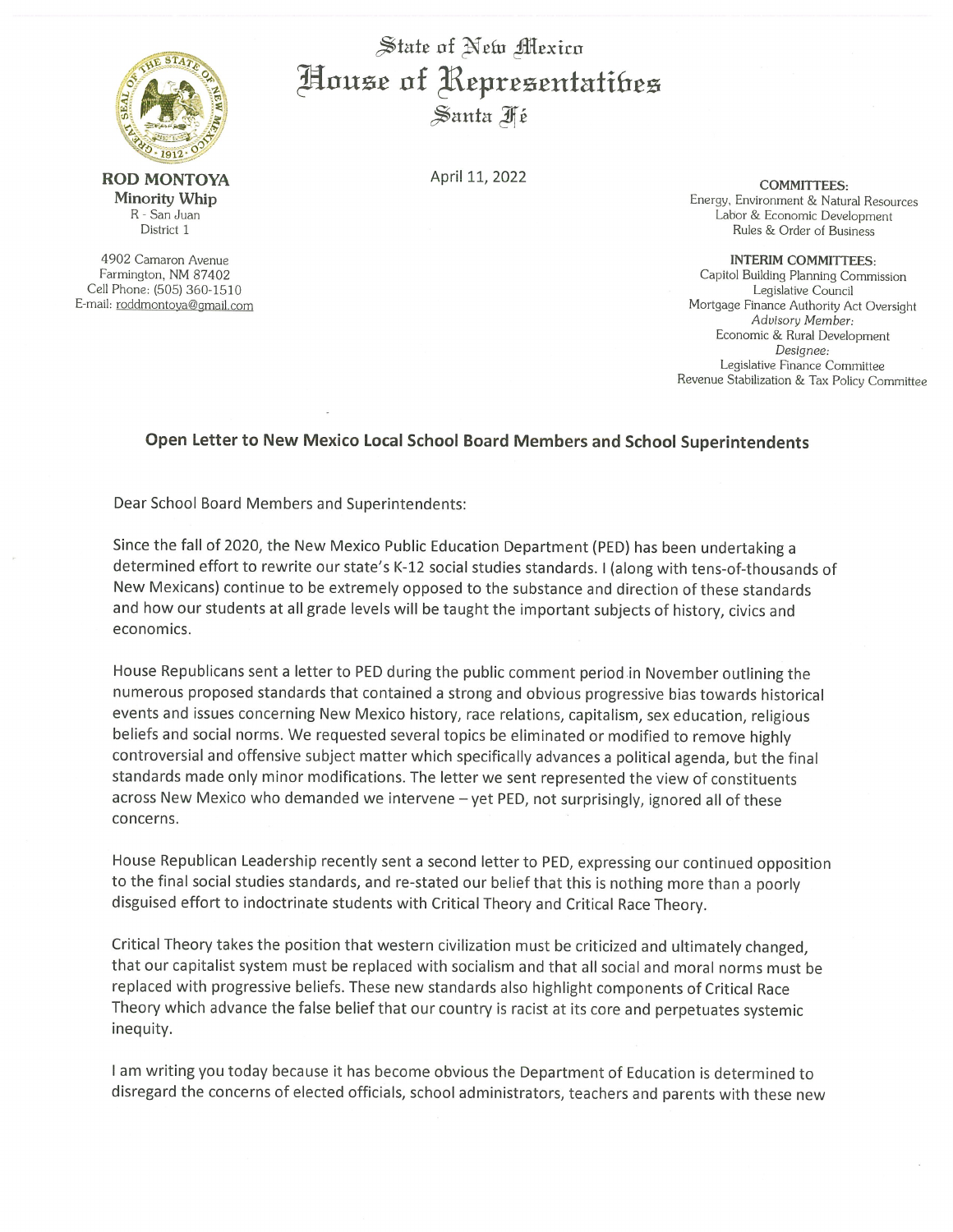State of New Mexico
House of Representatives
Santa Fé

**ROD MONTOYA**
**Minority Whip**
R - San Juan
District 1

4902 Camaron Avenue
Farmington, NM 87402
Cell Phone: (505) 360-1510
E-mail: roddmontoya@gmail.com

April 11, 2022

**COMMITTEES:**
Energy, Environment & Natural Resources
Labor & Economic Development
Rules & Order of Business

**INTERIM COMMITTEES:**
Capitol Building Planning Commission
Legislative Council
Mortgage Finance Authority Act Oversight
*Advisory Member:*
Economic & Rural Development
*Designee:*
Legislative Finance Committee
Revenue Stabilization & Tax Policy Committee

## Open Letter to New Mexico Local School Board Members and School Superintendents

Dear School Board Members and Superintendents:

Since the fall of 2020, the New Mexico Public Education Department (PED) has been undertaking a determined effort to rewrite our state's K-12 social studies standards. I (along with tens-of-thousands of New Mexicans) continue to be extremely opposed to the substance and direction of these standards and how our students at all grade levels will be taught the important subjects of history, civics and economics.

House Republicans sent a letter to PED during the public comment period in November outlining the numerous proposed standards that contained a strong and obvious progressive bias towards historical events and issues concerning New Mexico history, race relations, capitalism, sex education, religious beliefs and social norms. We requested several topics be eliminated or modified to remove highly controversial and offensive subject matter which specifically advances a political agenda, but the final standards made only minor modifications. The letter we sent represented the view of constituents across New Mexico who demanded we intervene – yet PED, not surprisingly, ignored all of these concerns.

House Republican Leadership recently sent a second letter to PED, expressing our continued opposition to the final social studies standards, and re-stated our belief that this is nothing more than a poorly disguised effort to indoctrinate students with Critical Theory and Critical Race Theory.

Critical Theory takes the position that western civilization must be criticized and ultimately changed, that our capitalist system must be replaced with socialism and that all social and moral norms must be replaced with progressive beliefs. These new standards also highlight components of Critical Race Theory which advance the false belief that our country is racist at its core and perpetuates systemic inequity.

I am writing you today because it has become obvious the Department of Education is determined to disregard the concerns of elected officials, school administrators, teachers and parents with these new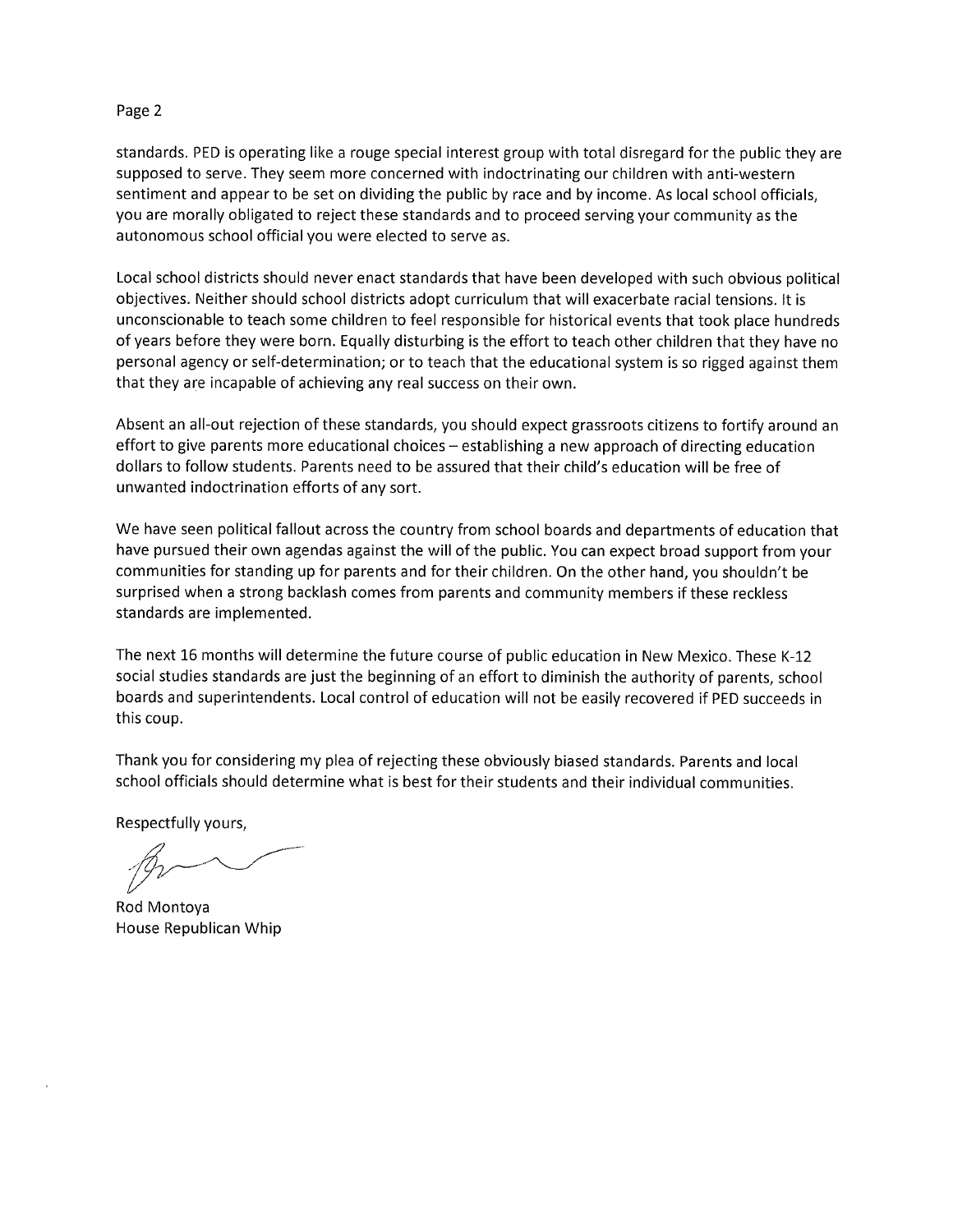standards. PED is operating like a rouge special interest group with total disregard for the public they are supposed to serve. They seem more concerned with indoctrinating our children with anti-western sentiment and appear to be set on dividing the public by race and by income. As local school officials, you are morally obligated to reject these standards and to proceed serving your community as the autonomous school official you were elected to serve as.

Local school districts should never enact standards that have been developed with such obvious political objectives. Neither should school districts adopt curriculum that will exacerbate racial tensions. It is unconscionable to teach some children to feel responsible for historical events that took place hundreds of years before they were born. Equally disturbing is the effort to teach other children that they have no personal agency or self-determination; or to teach that the educational system is so rigged against them that they are incapable of achieving any real success on their own.

Absent an all-out rejection of these standards, you should expect grassroots citizens to fortify around an effort to give parents more educational choices – establishing a new approach of directing education dollars to follow students. Parents need to be assured that their child's education will be free of unwanted indoctrination efforts of any sort.

We have seen political fallout across the country from school boards and departments of education that have pursued their own agendas against the will of the public. You can expect broad support from your communities for standing up for parents and for their children. On the other hand, you shouldn't be surprised when a strong backlash comes from parents and community members if these reckless standards are implemented.

The next 16 months will determine the future course of public education in New Mexico. These K-12 social studies standards are just the beginning of an effort to diminish the authority of parents, school boards and superintendents. Local control of education will not be easily recovered if PED succeeds in this coup.

Thank you for considering my plea of rejecting these obviously biased standards. Parents and local school officials should determine what is best for their students and their individual communities.

Respectfully yours,

Rod Montoya
House Republican Whip